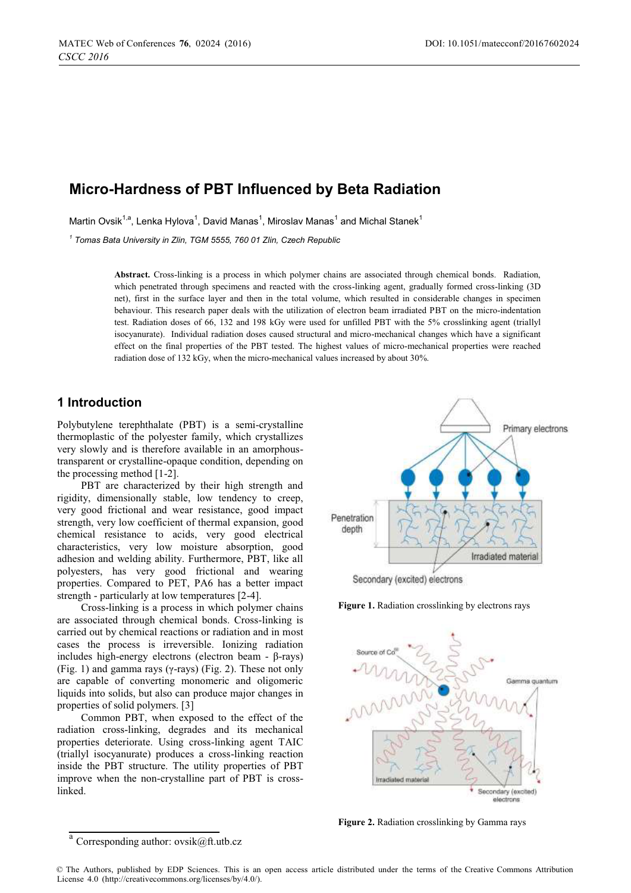# Micro-Hardness of PBT Influenced by Beta Radiation

Martin Ovsik[1,a], Lenka Hylova[1], David Manas[1], Miroslav Manas[1] and Michal Stanek[1]

[1] *Tomas Bata University in Zlin, TGM 5555, 760 01 Zlin, Czech Republic*

**Abstract.** Cross-linking is a process in which polymer chains are associated through chemical bonds. Radiation, which penetrated through specimens and reacted with the cross-linking agent, gradually formed cross-linking (3D net), first in the surface layer and then in the total volume, which resulted in considerable changes in specimen behaviour. This research paper deals with the utilization of electron beam irradiated PBT on the micro-indentation test. Radiation doses of 66, 132 and 198 kGy were used for unfilled PBT with the 5% crosslinking agent (triallyl isocyanurate). Individual radiation doses caused structural and micro-mechanical changes which have a significant effect on the final properties of the PBT tested. The highest values of micro-mechanical properties were reached radiation dose of 132 kGy, when the micro-mechanical values increased by about 30%.

## 1 Introduction

Polybutylene terephthalate (PBT) is a semi-crystalline thermoplastic of the polyester family, which crystallizes very slowly and is therefore available in an amorphous-transparent or crystalline-opaque condition, depending on the processing method [1-2].

PBT are characterized by their high strength and rigidity, dimensionally stable, low tendency to creep, very good frictional and wear resistance, good impact strength, very low coefficient of thermal expansion, good chemical resistance to acids, very good electrical characteristics, very low moisture absorption, good adhesion and welding ability. Furthermore, PBT, like all polyesters, has very good frictional and wearing properties. Compared to PET, PA6 has a better impact strength - particularly at low temperatures [2-4].

Cross-linking is a process in which polymer chains are associated through chemical bonds. Cross-linking is carried out by chemical reactions or radiation and in most cases the process is irreversible. Ionizing radiation includes high-energy electrons (electron beam - β-rays) (Fig. 1) and gamma rays (γ-rays) (Fig. 2). These not only are capable of converting monomeric and oligomeric liquids into solids, but also can produce major changes in properties of solid polymers. [3]

Common PBT, when exposed to the effect of the radiation cross-linking, degrades and its mechanical properties deteriorate. Using cross-linking agent TAIC (triallyl isocyanurate) produces a cross-linking reaction inside the PBT structure. The utility properties of PBT improve when the non-crystalline part of PBT is cross-linked.

**Figure 1.** Radiation crosslinking by electrons rays

**Figure 2.** Radiation crosslinking by Gamma rays

[a] Corresponding author: ovsik@ft.utb.cz

© The Authors, published by EDP Sciences. This is an open access article distributed under the terms of the Creative Commons Attribution License 4.0 (http://creativecommons.org/licenses/by/4.0/).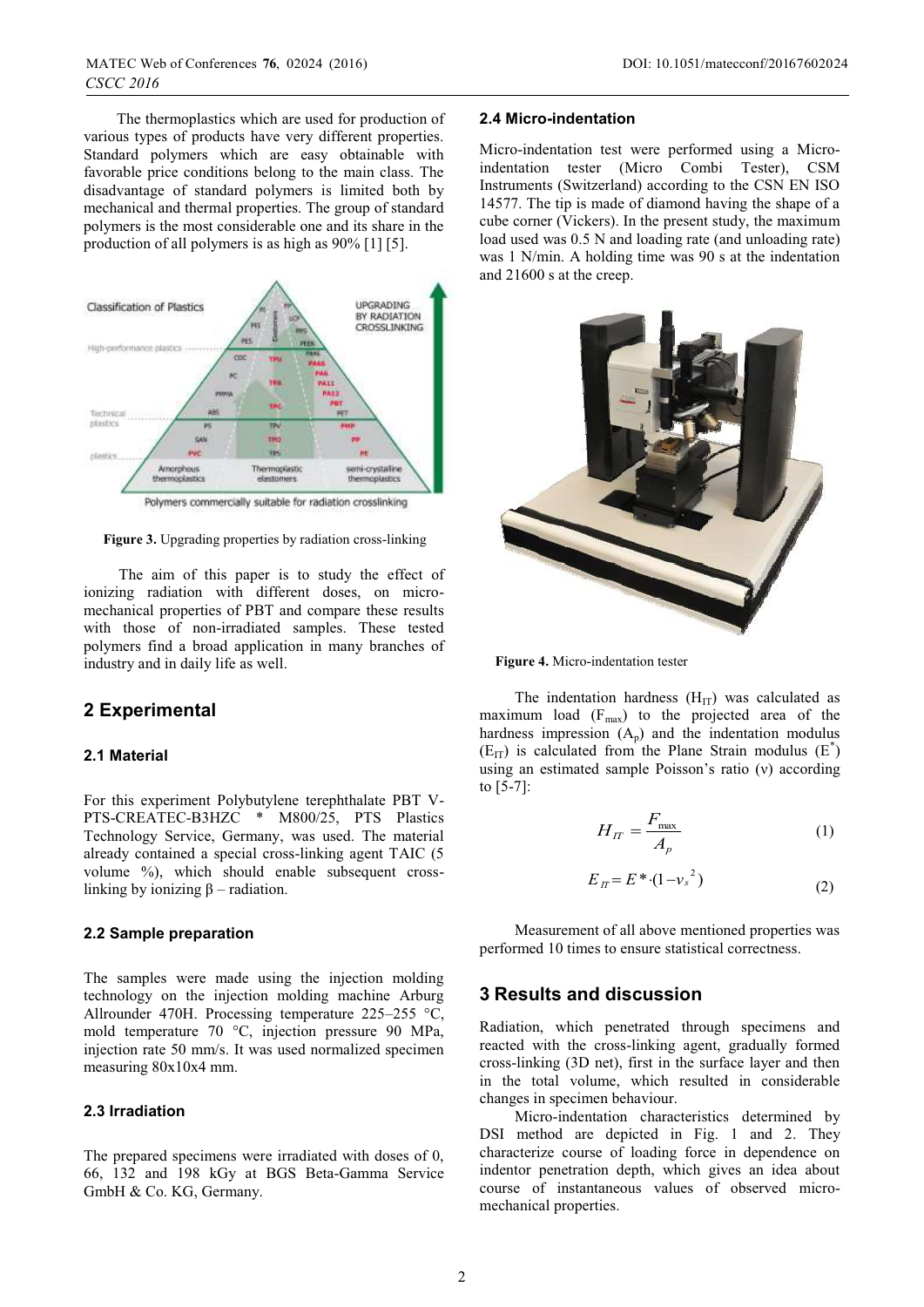The thermoplastics which are used for production of various types of products have very different properties. Standard polymers which are easy obtainable with favorable price conditions belong to the main class. The disadvantage of standard polymers is limited both by mechanical and thermal properties. The group of standard polymers is the most considerable one and its share in the production of all polymers is as high as 90% [1] [5].

**Figure 3.** Upgrading properties by radiation cross-linking

The aim of this paper is to study the effect of ionizing radiation with different doses, on micro-mechanical properties of PBT and compare these results with those of non-irradiated samples. These tested polymers find a broad application in many branches of industry and in daily life as well.

## 2 Experimental

### 2.1 Material

For this experiment Polybutylene terephthalate PBT V-PTS-CREATEC-B3HZC * M800/25, PTS Plastics Technology Service, Germany, was used. The material already contained a special cross-linking agent TAIC (5 volume %), which should enable subsequent cross-linking by ionizing β – radiation.

### 2.2 Sample preparation

The samples were made using the injection molding technology on the injection molding machine Arburg Allrounder 470H. Processing temperature 225–255 °C, mold temperature 70 °C, injection pressure 90 MPa, injection rate 50 mm/s. It was used normalized specimen measuring 80x10x4 mm.

### 2.3 Irradiation

The prepared specimens were irradiated with doses of 0, 66, 132 and 198 kGy at BGS Beta-Gamma Service GmbH & Co. KG, Germany.

### 2.4 Micro-indentation

Micro-indentation test were performed using a Micro-indentation tester (Micro Combi Tester), CSM Instruments (Switzerland) according to the CSN EN ISO 14577. The tip is made of diamond having the shape of a cube corner (Vickers). In the present study, the maximum load used was 0.5 N and loading rate (and unloading rate) was 1 N/min. A holding time was 90 s at the indentation and 21600 s at the creep.

**Figure 4.** Micro-indentation tester

The indentation hardness ($H_{IT}$) was calculated as maximum load ($F_{max}$) to the projected area of the hardness impression ($A_p$) and the indentation modulus ($E_{IT}$) is calculated from the Plane Strain modulus ($E^*$) using an estimated sample Poisson's ratio (ν) according to [5-7]:

$$H_{IT} = \frac{F_{max}}{A_p} \tag{1}$$

$$E_{IT} = E^* \cdot (1 - \nu_s^{\ 2}) \tag{2}$$

Measurement of all above mentioned properties was performed 10 times to ensure statistical correctness.

## 3 Results and discussion

Radiation, which penetrated through specimens and reacted with the cross-linking agent, gradually formed cross-linking (3D net), first in the surface layer and then in the total volume, which resulted in considerable changes in specimen behaviour.

Micro-indentation characteristics determined by DSI method are depicted in Fig. 1 and 2. They characterize course of loading force in dependence on indentor penetration depth, which gives an idea about course of instantaneous values of observed micro-mechanical properties.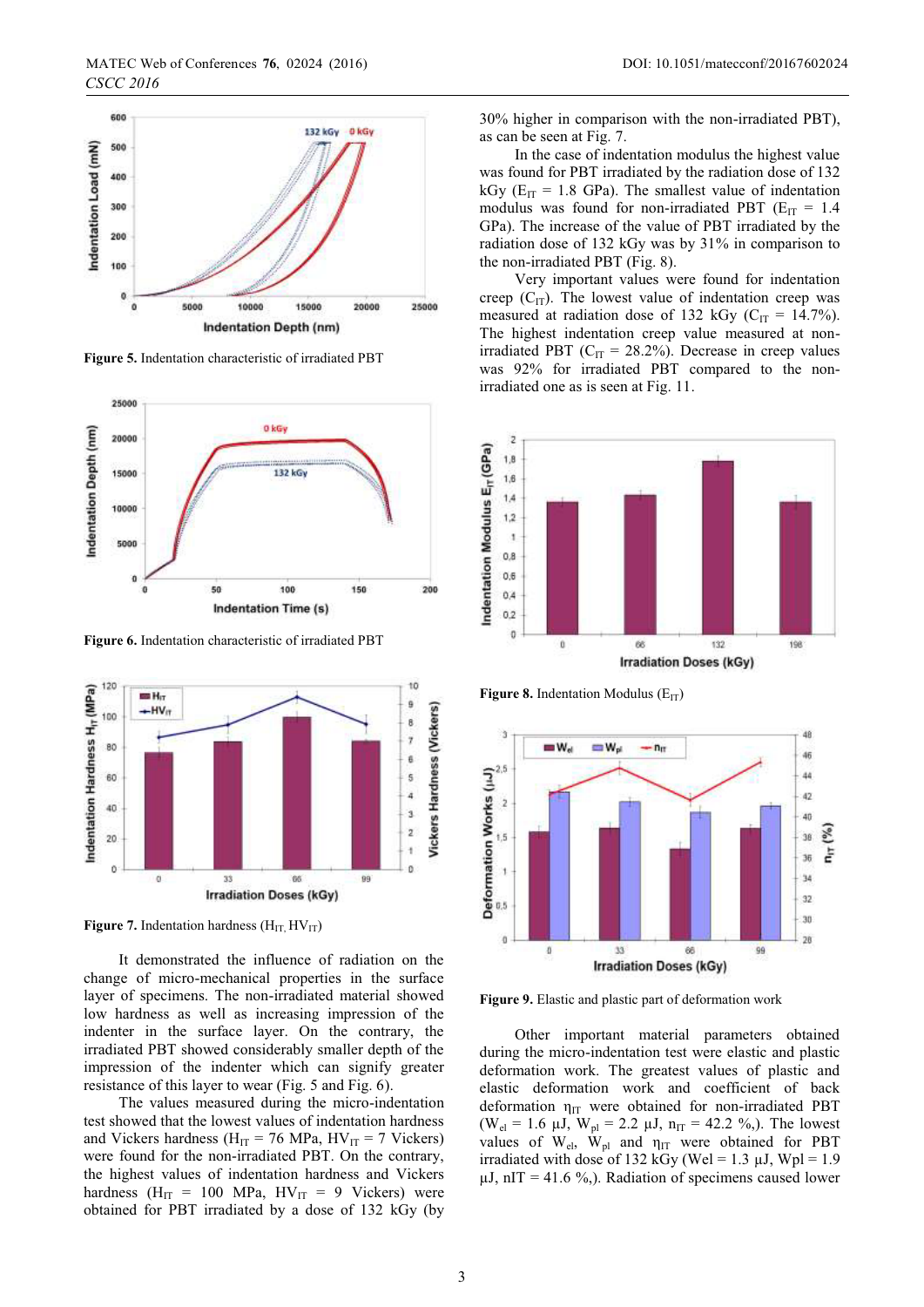**Figure 5.** Indentation characteristic of irradiated PBT

**Figure 6.** Indentation characteristic of irradiated PBT

**Figure 7.** Indentation hardness ($H_{IT}$, $HV_{IT}$)

It demonstrated the influence of radiation on the change of micro-mechanical properties in the surface layer of specimens. The non-irradiated material showed low hardness as well as increasing impression of the indenter in the surface layer. On the contrary, the irradiated PBT showed considerably smaller depth of the impression of the indenter which can signify greater resistance of this layer to wear (Fig. 5 and Fig. 6).

The values measured during the micro-indentation test showed that the lowest values of indentation hardness and Vickers hardness ($H_{IT}$ = 76 MPa, $HV_{IT}$ = 7 Vickers) were found for the non-irradiated PBT. On the contrary, the highest values of indentation hardness and Vickers hardness ($H_{IT}$ = 100 MPa, $HV_{IT}$ = 9 Vickers) were obtained for PBT irradiated by a dose of 132 kGy (by 30% higher in comparison with the non-irradiated PBT), as can be seen at Fig. 7.

In the case of indentation modulus the highest value was found for PBT irradiated by the radiation dose of 132 kGy ($E_{IT}$ = 1.8 GPa). The smallest value of indentation modulus was found for non-irradiated PBT ($E_{IT}$ = 1.4 GPa). The increase of the value of PBT irradiated by the radiation dose of 132 kGy was by 31% in comparison to the non-irradiated PBT (Fig. 8).

Very important values were found for indentation creep ($C_{IT}$). The lowest value of indentation creep was measured at radiation dose of 132 kGy ($C_{IT}$ = 14.7%). The highest indentation creep value measured at non-irradiated PBT ($C_{IT}$ = 28.2%). Decrease in creep values was 92% for irradiated PBT compared to the non-irradiated one as is seen at Fig. 11.

**Figure 8.** Indentation Modulus ($E_{IT}$)

**Figure 9.** Elastic and plastic part of deformation work

Other important material parameters obtained during the micro-indentation test were elastic and plastic deformation work. The greatest values of plastic and elastic deformation work and coefficient of back deformation $\eta_{IT}$ were obtained for non-irradiated PBT ($W_{el}$ = 1.6 µJ, $W_{pl}$ = 2.2 µJ, $n_{IT}$ = 42.2 %,). The lowest values of $W_{el}$, $W_{pl}$ and $\eta_{IT}$ were obtained for PBT irradiated with dose of 132 kGy (Wel = 1.3 µJ, Wpl = 1.9 µJ, nIT = 41.6 %,). Radiation of specimens caused lower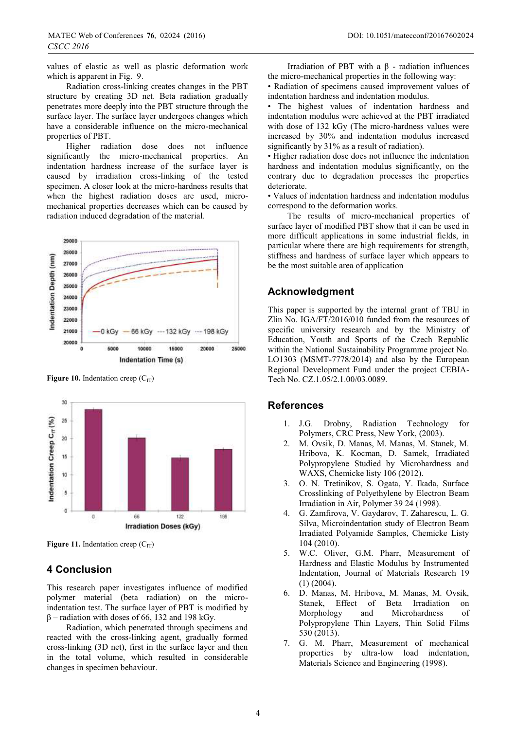values of elastic as well as plastic deformation work which is apparent in Fig. 9.

Radiation cross-linking creates changes in the PBT structure by creating 3D net. Beta radiation gradually penetrates more deeply into the PBT structure through the surface layer. The surface layer undergoes changes which have a considerable influence on the micro-mechanical properties of PBT.

Higher radiation dose does not influence significantly the micro-mechanical properties. An indentation hardness increase of the surface layer is caused by irradiation cross-linking of the tested specimen. A closer look at the micro-hardness results that when the highest radiation doses are used, micro-mechanical properties decreases which can be caused by radiation induced degradation of the material.

Indentation Depth (nm)
29000
28000
27000
26000
25000
24000
23000
22000
21000
20000
0
5000
10000
15000
20000
25000
Indentation Time (s)
0 kGy
66 kGy
132 kGy
198 kGy

**Figure 10.** Indentation creep ($C_{IT}$)

Indentation Creep $C_{IT}$ (%)
30
25
20
15
10
5
0
0
66
132
198
Irradiation Doses (kGy)

**Figure 11.** Indentation creep ($C_{IT}$)

## 4 Conclusion

This research paper investigates influence of modified polymer material (beta radiation) on the micro-indentation test. The surface layer of PBT is modified by β – radiation with doses of 66, 132 and 198 kGy.

Radiation, which penetrated through specimens and reacted with the cross-linking agent, gradually formed cross-linking (3D net), first in the surface layer and then in the total volume, which resulted in considerable changes in specimen behaviour.

Irradiation of PBT with a β - radiation influences the micro-mechanical properties in the following way:

- Radiation of specimens caused improvement values of indentation hardness and indentation modulus.
- The highest values of indentation hardness and indentation modulus were achieved at the PBT irradiated with dose of 132 kGy (The micro-hardness values were increased by 30% and indentation modulus increased significantly by 31% as a result of radiation).
- Higher radiation dose does not influence the indentation hardness and indentation modulus significantly, on the contrary due to degradation processes the properties deteriorate.
- Values of indentation hardness and indentation modulus correspond to the deformation works.

The results of micro-mechanical properties of surface layer of modified PBT show that it can be used in more difficult applications in some industrial fields, in particular where there are high requirements for strength, stiffness and hardness of surface layer which appears to be the most suitable area of application

## Acknowledgment

This paper is supported by the internal grant of TBU in Zlin No. IGA/FT/2016/010 funded from the resources of specific university research and by the Ministry of Education, Youth and Sports of the Czech Republic within the National Sustainability Programme project No. LO1303 (MSMT-7778/2014) and also by the European Regional Development Fund under the project CEBIA-Tech No. CZ.1.05/2.1.00/03.0089.

## References

1. J.G. Drobny, Radiation Technology for Polymers, CRC Press, New York, (2003).
2. M. Ovsik, D. Manas, M. Manas, M. Stanek, M. Hribova, K. Kocman, D. Samek, Irradiated Polypropylene Studied by Microhardness and WAXS, Chemicke listy 106 (2012).
3. O. N. Tretinikov, S. Ogata, Y. Ikada, Surface Crosslinking of Polyethylene by Electron Beam Irradiation in Air, Polymer 39 24 (1998).
4. G. Zamfirova, V. Gaydarov, T. Zaharescu, L. G. Silva, Microindentation study of Electron Beam Irradiated Polyamide Samples, Chemicke Listy 104 (2010).
5. W.C. Oliver, G.M. Pharr, Measurement of Hardness and Elastic Modulus by Instrumented Indentation, Journal of Materials Research 19 (1) (2004).
6. D. Manas, M. Hribova, M. Manas, M. Ovsik, Stanek, Effect of Beta Irradiation on Morphology and Microhardness of Polypropylene Thin Layers, Thin Solid Films 530 (2013).
7. G. M. Pharr, Measurement of mechanical properties by ultra-low load indentation, Materials Science and Engineering (1998).